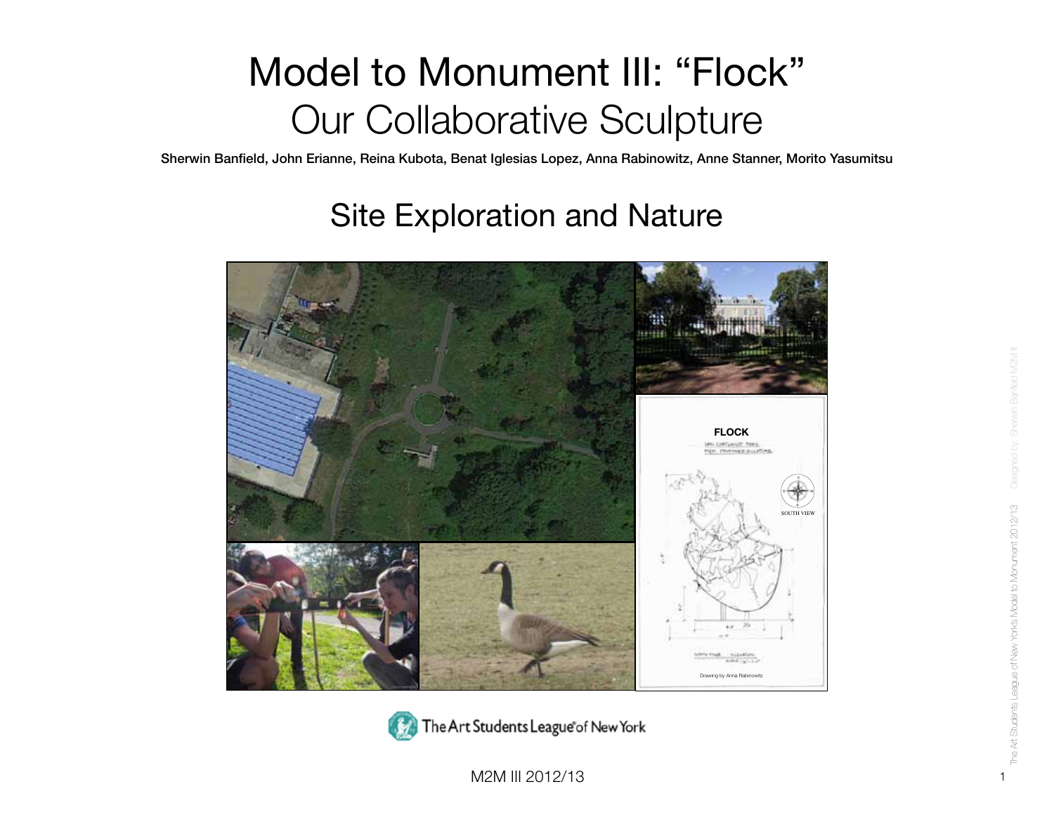# Model to Monument III: "Flock"

## Our Collaborative Sculpture

**Sherwin Banfield, John Erianne, Reina Kubota, Benat Iglesias Lopez, Anna Rabinowitz, Anne Stanner, Morito Yasumitsu**

## Site Exploration and Nature

Drawing by Anna Rabinowitz

M2M III 2012/13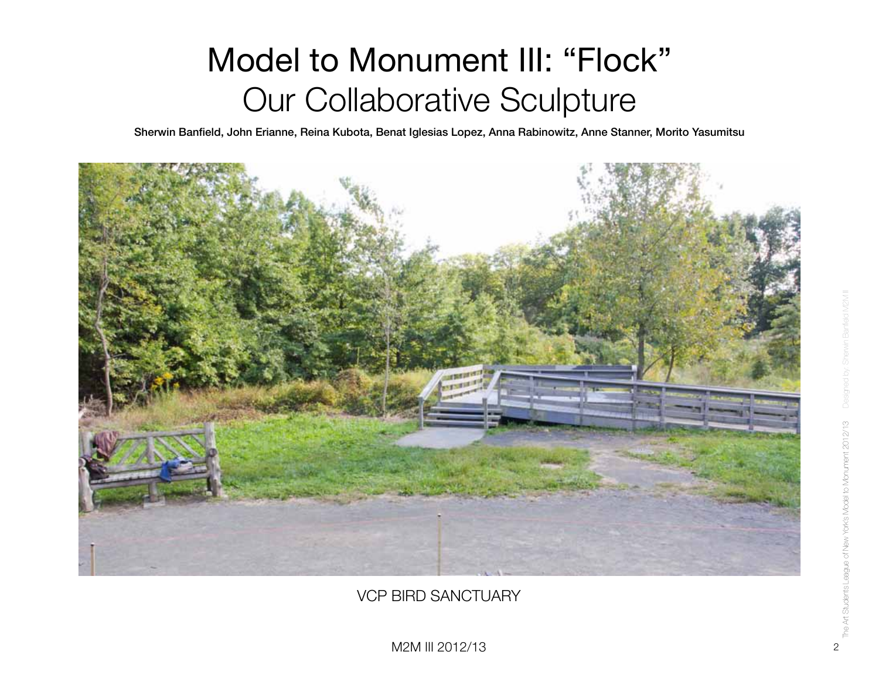# Model to Monument III: “Flock”

## Our Collaborative Sculpture

**Sherwin Banfield, John Erianne, Reina Kubota, Benat Iglesias Lopez, Anna Rabinowitz, Anne Stanner, Morito Yasumitsu**

VCP BIRD SANCTUARY

M2M III 2012/13

The Art Students League of New York's Model to Monument 2012/13 Designed by: Sherwin Banfield M2M II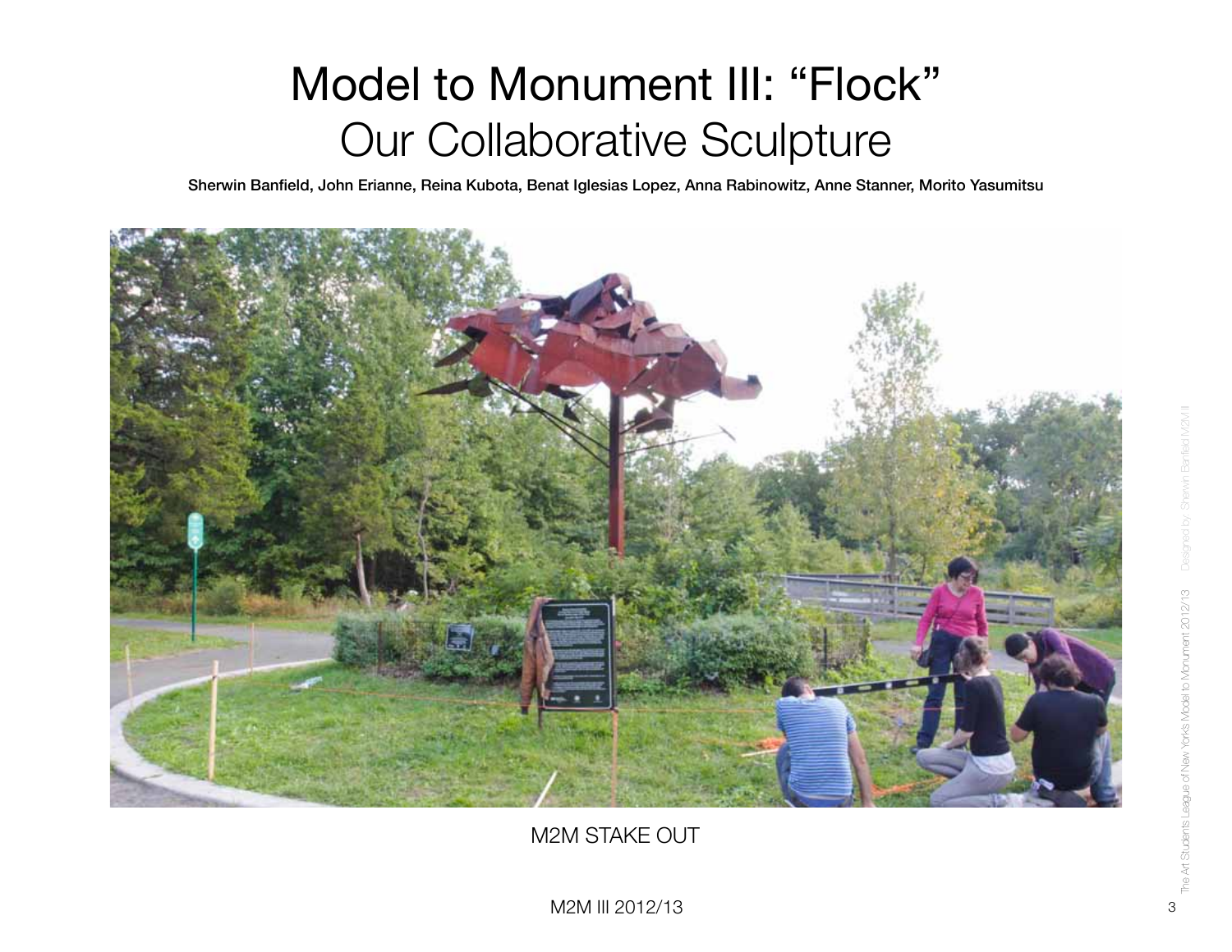# Model to Monument III: “Flock”
## Our Collaborative Sculpture

**Sherwin Banfield, John Erianne, Reina Kubota, Benat Iglesias Lopez, Anna Rabinowitz, Anne Stanner, Morito Yasumitsu**

M2M STAKE OUT

M2M III 2012/13

The Art Students League of New York's Model to Monument 2012/13 Designed by: Sherwin Banfield M2M II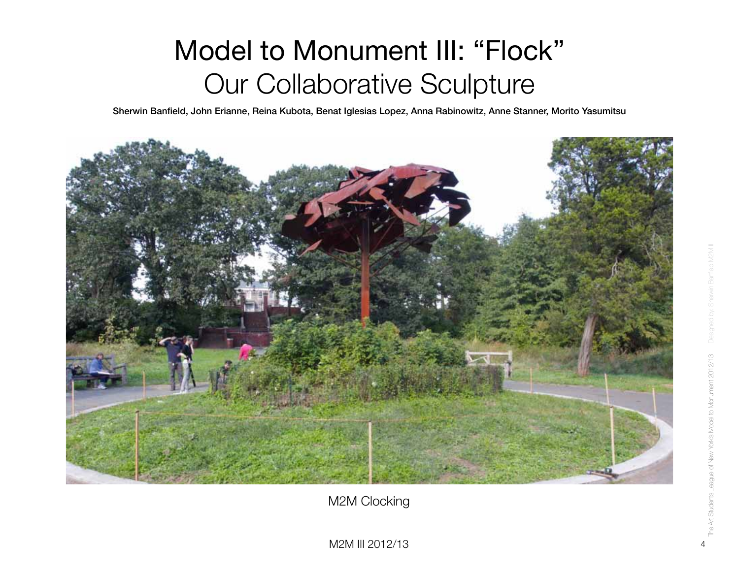# Model to Monument III: "Flock"

## Our Collaborative Sculpture

**Sherwin Banfield, John Erianne, Reina Kubota, Benat Iglesias Lopez, Anna Rabinowitz, Anne Stanner, Morito Yasumitsu**

M2M Clocking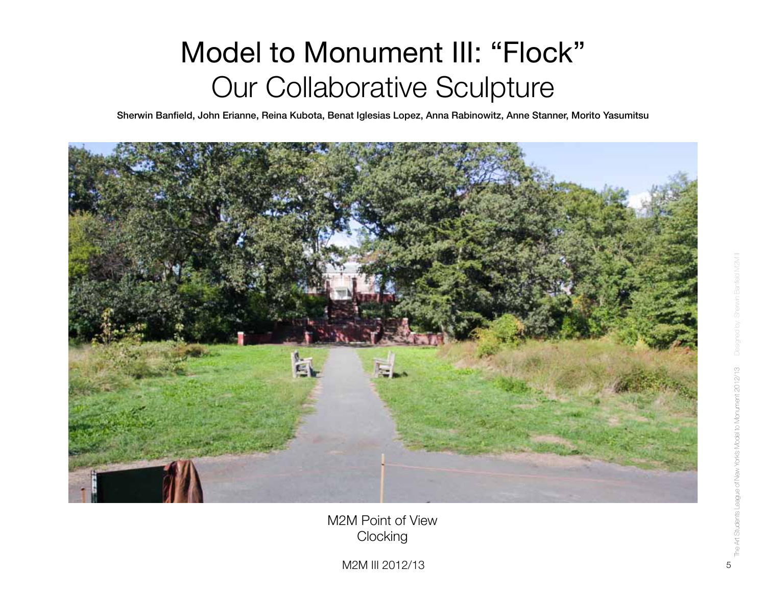# Model to Monument III: “Flock”
## Our Collaborative Sculpture

**Sherwin Banfield, John Erianne, Reina Kubota, Benat Iglesias Lopez, Anna Rabinowitz, Anne Stanner, Morito Yasumitsu**

M2M Point of View
Clocking

M2M III 2012/13

The Art Students League of New York's Model to Monument 2012/13 Designed by: Sherwin Banfield M2M II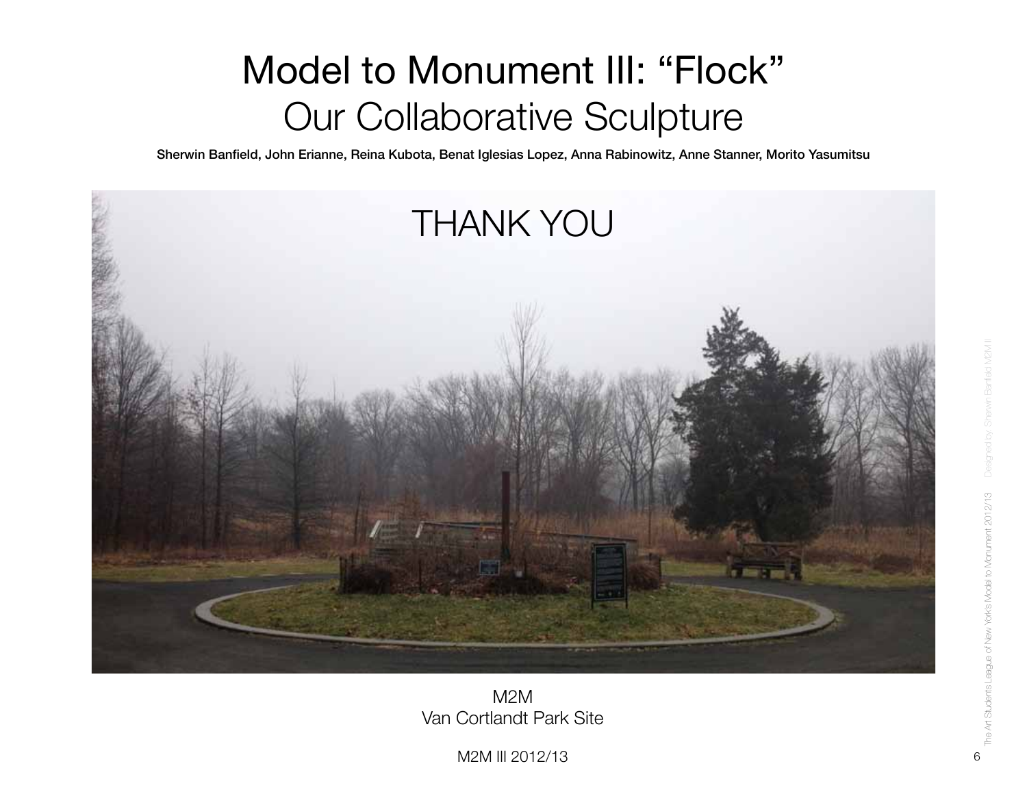# Model to Monument III: "Flock"

## Our Collaborative Sculpture

**Sherwin Banfield, John Erianne, Reina Kubota, Benat Iglesias Lopez, Anna Rabinowitz, Anne Stanner, Morito Yasumitsu**

THANK YOU

M2M
Van Cortlandt Park Site

M2M III 2012/13